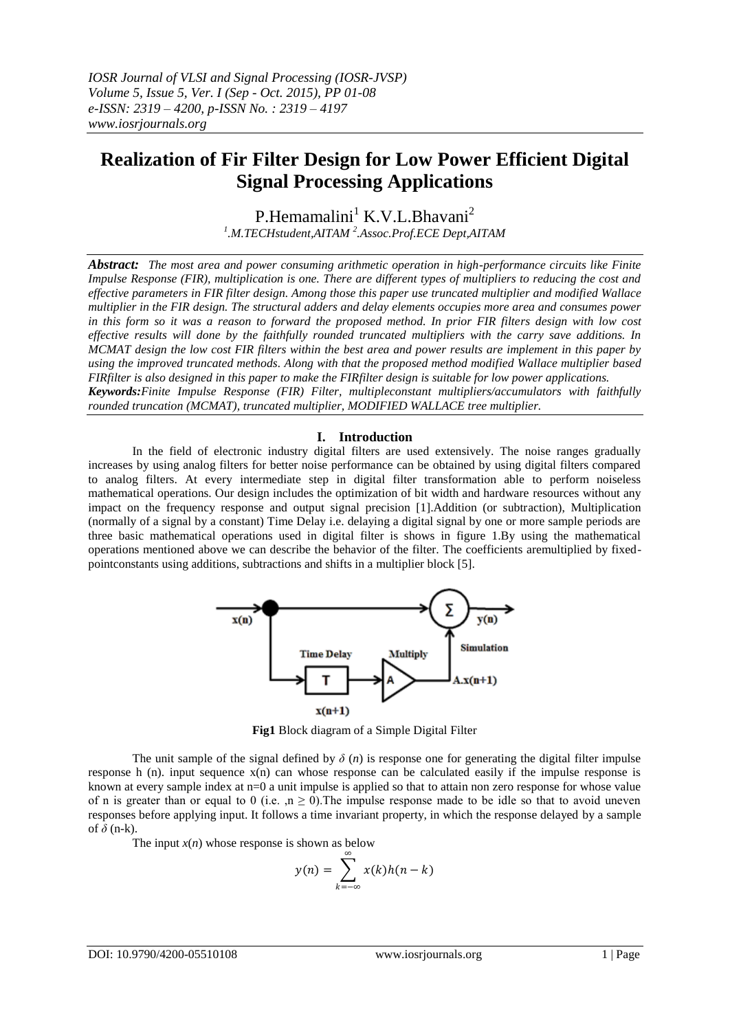# Realization of Fir Filter Design for Low Power Efficient Digital Signal Processing Applications

P.Hemamalini[1] K.V.L.Bhavani[2]

[1].M.TECHstudent,AITAM [2].Assoc.Prof.ECE Dept,AITAM

***Abstract:*** *The most area and power consuming arithmetic operation in high-performance circuits like Finite Impulse Response (FIR), multiplication is one. There are different types of multipliers to reducing the cost and effective parameters in FIR filter design. Among those this paper use truncated multiplier and modified Wallace multiplier in the FIR design. The structural adders and delay elements occupies more area and consumes power in this form so it was a reason to forward the proposed method. In prior FIR filters design with low cost effective results will done by the faithfully rounded truncated multipliers with the carry save additions. In MCMAT design the low cost FIR filters within the best area and power results are implement in this paper by using the improved truncated methods. Along with that the proposed method modified Wallace multiplier based FIRfilter is also designed in this paper to make the FIRfilter design is suitable for low power applications.*

***Keywords:*** *Finite Impulse Response (FIR) Filter, multipleconstant multipliers/accumulators with faithfully rounded truncation (MCMAT), truncated multiplier, MODIFIED WALLACE tree multiplier.*

## I. Introduction

In the field of electronic industry digital filters are used extensively. The noise ranges gradually increases by using analog filters for better noise performance can be obtained by using digital filters compared to analog filters. At every intermediate step in digital filter transformation able to perform noiseless mathematical operations. Our design includes the optimization of bit width and hardware resources without any impact on the frequency response and output signal precision [1].Addition (or subtraction), Multiplication (normally of a signal by a constant) Time Delay i.e. delaying a digital signal by one or more sample periods are three basic mathematical operations used in digital filter is shows in figure 1.By using the mathematical operations mentioned above we can describe the behavior of the filter. The coefficients aremultiplied by fixed-pointconstants using additions, subtractions and shifts in a multiplier block [5].

**Fig1** Block diagram of a Simple Digital Filter

The unit sample of the signal defined by $\delta(n)$ is response one for generating the digital filter impulse response h (n). input sequence x(n) can whose response can be calculated easily if the impulse response is known at every sample index at n=0 a unit impulse is applied so that to attain non zero response for whose value of n is greater than or equal to 0 (i.e. ,$n \geq 0$).The impulse response made to be idle so that to avoid uneven responses before applying input. It follows a time invariant property, in which the response delayed by a sample of $\delta$ (n-k).

The input $x(n)$ whose response is shown as below

$$y(n) = \sum_{k=-\infty}^{\infty} x(k)h(n-k)$$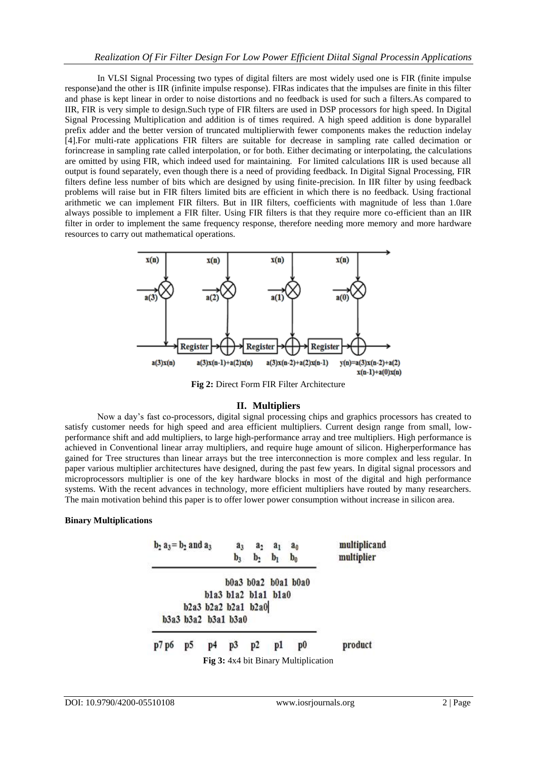In VLSI Signal Processing two types of digital filters are most widely used one is FIR (finite impulse response)and the other is IIR (infinite impulse response). FIRas indicates that the impulses are finite in this filter and phase is kept linear in order to noise distortions and no feedback is used for such a filters.As compared to IIR, FIR is very simple to design.Such type of FIR filters are used in DSP processors for high speed. In Digital Signal Processing Multiplication and addition is of times required. A high speed addition is done byparallel prefix adder and the better version of truncated multiplierwith fewer components makes the reduction indelay [4].For multi-rate applications FIR filters are suitable for decrease in sampling rate called decimation or forincrease in sampling rate called interpolation, or for both. Either decimating or interpolating, the calculations are omitted by using FIR, which indeed used for maintaining. For limited calculations IIR is used because all output is found separately, even though there is a need of providing feedback. In Digital Signal Processing, FIR filters define less number of bits which are designed by using finite-precision. In IIR filter by using feedback problems will raise but in FIR filters limited bits are efficient in which there is no feedback. Using fractional arithmetic we can implement FIR filters. But in IIR filters, coefficients with magnitude of less than 1.0are always possible to implement a FIR filter. Using FIR filters is that they require more co-efficient than an IIR filter in order to implement the same frequency response, therefore needing more memory and more hardware resources to carry out mathematical operations.

**Fig 2:** Direct Form FIR Filter Architecture

## II. Multipliers

Now a day's fast co-processors, digital signal processing chips and graphics processors has created to satisfy customer needs for high speed and area efficient multipliers. Current design range from small, low-performance shift and add multipliers, to large high-performance array and tree multipliers. High performance is achieved in Conventional linear array multipliers, and require huge amount of silicon. Higherperformance has gained for Tree structures than linear arrays but the tree interconnection is more complex and less regular. In paper various multiplier architectures have designed, during the past few years. In digital signal processors and microprocessors multiplier is one of the key hardware blocks in most of the digital and high performance systems. With the recent advances in technology, more efficient multipliers have routed by many researchers. The main motivation behind this paper is to offer lower power consumption without increase in silicon area.

**Binary Multiplications**

**Fig 3:** 4x4 bit Binary Multiplication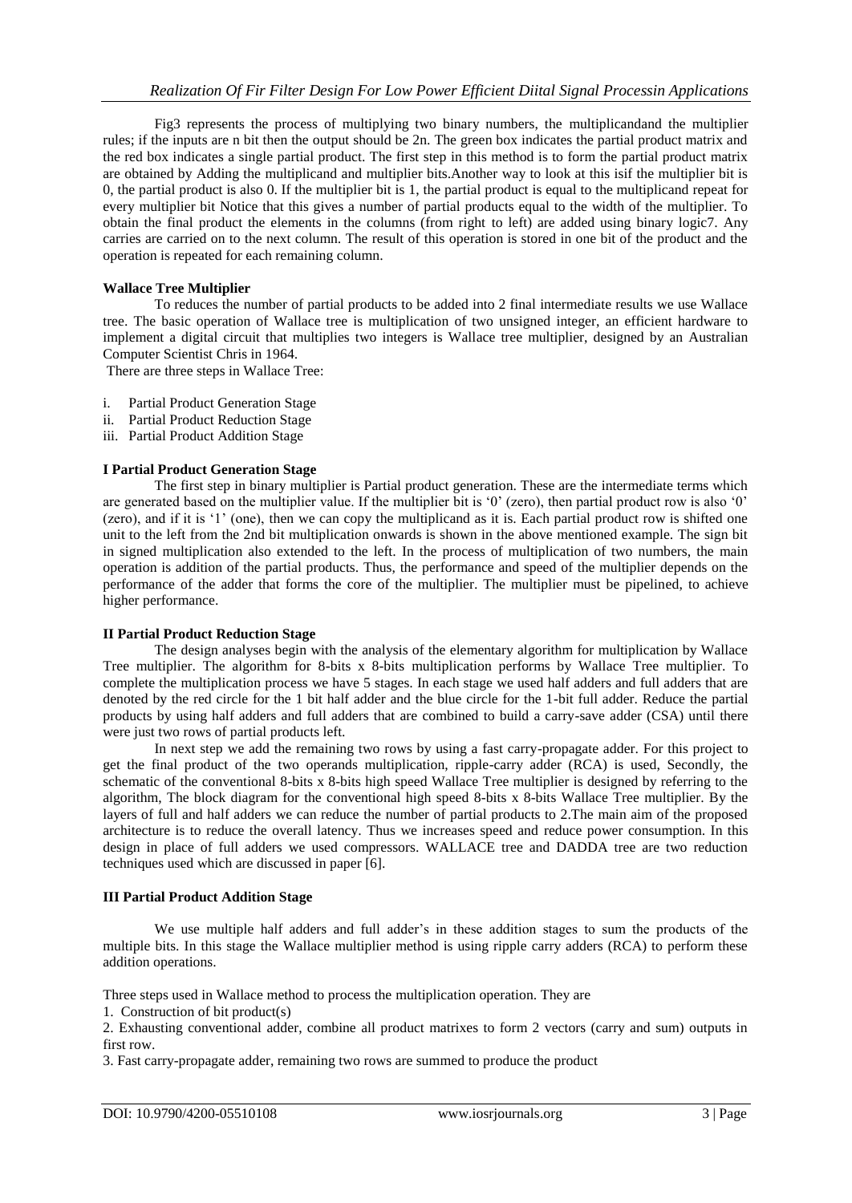Fig3 represents the process of multiplying two binary numbers, the multiplicandand the multiplier rules; if the inputs are n bit then the output should be 2n. The green box indicates the partial product matrix and the red box indicates a single partial product. The first step in this method is to form the partial product matrix are obtained by Adding the multiplicand and multiplier bits.Another way to look at this isif the multiplier bit is 0, the partial product is also 0. If the multiplier bit is 1, the partial product is equal to the multiplicand repeat for every multiplier bit Notice that this gives a number of partial products equal to the width of the multiplier. To obtain the final product the elements in the columns (from right to left) are added using binary logic7. Any carries are carried on to the next column. The result of this operation is stored in one bit of the product and the operation is repeated for each remaining column.

**Wallace Tree Multiplier**

To reduces the number of partial products to be added into 2 final intermediate results we use Wallace tree. The basic operation of Wallace tree is multiplication of two unsigned integer, an efficient hardware to implement a digital circuit that multiplies two integers is Wallace tree multiplier, designed by an Australian Computer Scientist Chris in 1964.

There are three steps in Wallace Tree:

i. Partial Product Generation Stage
ii. Partial Product Reduction Stage
iii. Partial Product Addition Stage

**I Partial Product Generation Stage**

The first step in binary multiplier is Partial product generation. These are the intermediate terms which are generated based on the multiplier value. If the multiplier bit is '0' (zero), then partial product row is also '0' (zero), and if it is '1' (one), then we can copy the multiplicand as it is. Each partial product row is shifted one unit to the left from the 2nd bit multiplication onwards is shown in the above mentioned example. The sign bit in signed multiplication also extended to the left. In the process of multiplication of two numbers, the main operation is addition of the partial products. Thus, the performance and speed of the multiplier depends on the performance of the adder that forms the core of the multiplier. The multiplier must be pipelined, to achieve higher performance.

**II Partial Product Reduction Stage**

The design analyses begin with the analysis of the elementary algorithm for multiplication by Wallace Tree multiplier. The algorithm for 8-bits x 8-bits multiplication performs by Wallace Tree multiplier. To complete the multiplication process we have 5 stages. In each stage we used half adders and full adders that are denoted by the red circle for the 1 bit half adder and the blue circle for the 1-bit full adder. Reduce the partial products by using half adders and full adders that are combined to build a carry-save adder (CSA) until there were just two rows of partial products left.

In next step we add the remaining two rows by using a fast carry-propagate adder. For this project to get the final product of the two operands multiplication, ripple-carry adder (RCA) is used, Secondly, the schematic of the conventional 8-bits x 8-bits high speed Wallace Tree multiplier is designed by referring to the algorithm, The block diagram for the conventional high speed 8-bits x 8-bits Wallace Tree multiplier. By the layers of full and half adders we can reduce the number of partial products to 2.The main aim of the proposed architecture is to reduce the overall latency. Thus we increases speed and reduce power consumption. In this design in place of full adders we used compressors. WALLACE tree and DADDA tree are two reduction techniques used which are discussed in paper [6].

**III Partial Product Addition Stage**

We use multiple half adders and full adder's in these addition stages to sum the products of the multiple bits. In this stage the Wallace multiplier method is using ripple carry adders (RCA) to perform these addition operations.

Three steps used in Wallace method to process the multiplication operation. They are

1. Construction of bit product(s)
2. Exhausting conventional adder, combine all product matrixes to form 2 vectors (carry and sum) outputs in first row.
3. Fast carry-propagate adder, remaining two rows are summed to produce the product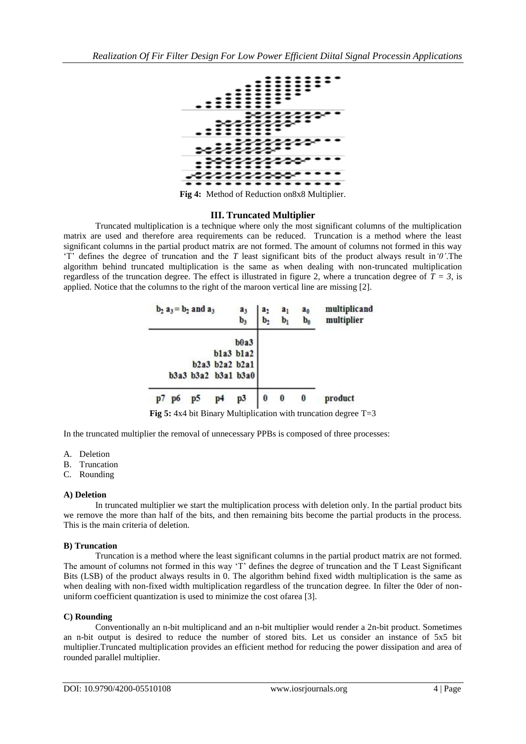**Fig 4:** Method of Reduction on8x8 Multiplier.

## III. Truncated Multiplier

Truncated multiplication is a technique where only the most significant columns of the multiplication matrix are used and therefore area requirements can be reduced. Truncation is a method where the least significant columns in the partial product matrix are not formed. The amount of columns not formed in this way 'T' defines the degree of truncation and the *T* least significant bits of the product always result in *'0'*.The algorithm behind truncated multiplication is the same as when dealing with non-truncated multiplication regardless of the truncation degree. The effect is illustrated in figure 2, where a truncation degree of $T = 3$, is applied. Notice that the columns to the right of the maroon vertical line are missing [2].

| $b_2\ a_3 = b_2$ and $a_3$ | | | | $a_3$ | $a_2$ | $a_1$ | $a_0$ | multiplicand |
|---|---|---|---|---|---|---|---|---|
| | | | | $b_3$ | $b_2$ | $b_1$ | $b_0$ | multiplier |
| | | | | b0a3 | | | | |
| | | | b1a3 | b1a2 | | | | |
| | | b2a3 | b2a2 | b2a1 | | | | |
| | b3a3 | b3a2 | b3a1 | b3a0 | | | | |
| p7 | p6 | p5 | p4 | p3 | 0 | 0 | 0 | product |

**Fig 5:** 4x4 bit Binary Multiplication with truncation degree T=3

In the truncated multiplier the removal of unnecessary PPBs is composed of three processes:

A. Deletion
B. Truncation
C. Rounding

### A) Deletion

In truncated multiplier we start the multiplication process with deletion only. In the partial product bits we remove the more than half of the bits, and then remaining bits become the partial products in the process. This is the main criteria of deletion.

### B) Truncation

Truncation is a method where the least significant columns in the partial product matrix are not formed. The amount of columns not formed in this way 'T' defines the degree of truncation and the T Least Significant Bits (LSB) of the product always results in 0. The algorithm behind fixed width multiplication is the same as when dealing with non-fixed width multiplication regardless of the truncation degree. In filter the 0der of non-uniform coefficient quantization is used to minimize the cost ofarea [3].

### C) Rounding

Conventionally an n-bit multiplicand and an n-bit multiplier would render a 2n-bit product. Sometimes an n-bit output is desired to reduce the number of stored bits. Let us consider an instance of 5x5 bit multiplier.Truncated multiplication provides an efficient method for reducing the power dissipation and area of rounded parallel multiplier.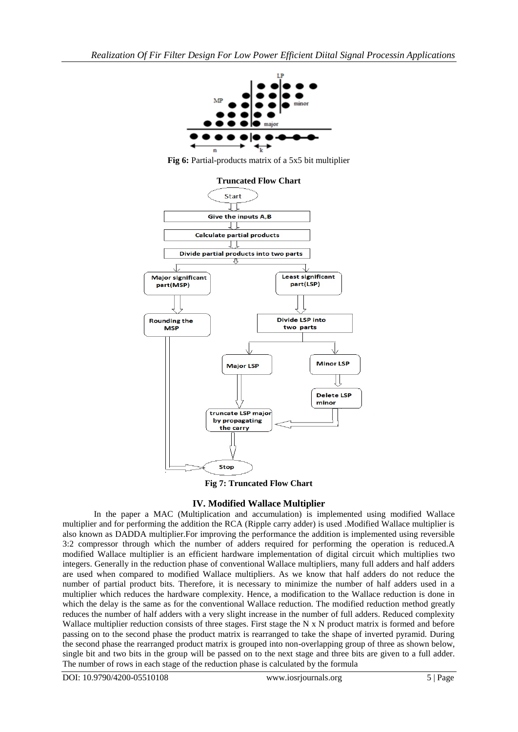Fig 6: Partial-products matrix of a 5x5 bit multiplier

**Truncated Flow Chart**

**Fig 7: Truncated Flow Chart**

## IV. Modified Wallace Multiplier

In the paper a MAC (Multiplication and accumulation) is implemented using modified Wallace multiplier and for performing the addition the RCA (Ripple carry adder) is used .Modified Wallace multiplier is also known as DADDA multiplier.For improving the performance the addition is implemented using reversible 3:2 compressor through which the number of adders required for performing the operation is reduced.A modified Wallace multiplier is an efficient hardware implementation of digital circuit which multiplies two integers. Generally in the reduction phase of conventional Wallace multipliers, many full adders and half adders are used when compared to modified Wallace multipliers. As we know that half adders do not reduce the number of partial product bits. Therefore, it is necessary to minimize the number of half adders used in a multiplier which reduces the hardware complexity. Hence, a modification to the Wallace reduction is done in which the delay is the same as for the conventional Wallace reduction. The modified reduction method greatly reduces the number of half adders with a very slight increase in the number of full adders. Reduced complexity Wallace multiplier reduction consists of three stages. First stage the N x N product matrix is formed and before passing on to the second phase the product matrix is rearranged to take the shape of inverted pyramid. During the second phase the rearranged product matrix is grouped into non-overlapping group of three as shown below, single bit and two bits in the group will be passed on to the next stage and three bits are given to a full adder. The number of rows in each stage of the reduction phase is calculated by the formula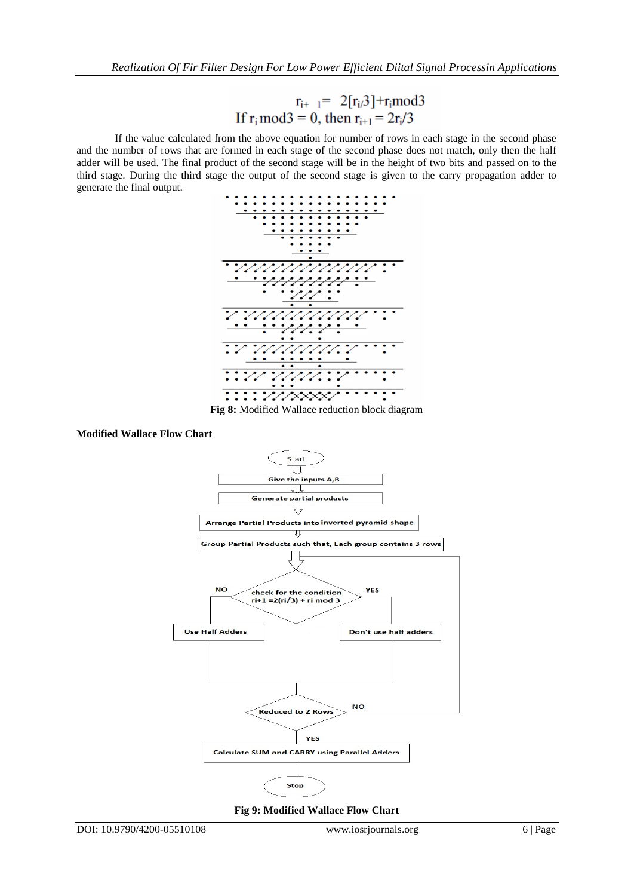$$r_{i+1} = 2[r_i/3] + r_i \bmod 3$$
$$\text{If } r_i \bmod 3 = 0, \text{ then } r_{i+1} = 2r_i/3$$

If the value calculated from the above equation for number of rows in each stage in the second phase and the number of rows that are formed in each stage of the second phase does not match, only then the half adder will be used. The final product of the second stage will be in the height of two bits and passed on to the third stage. During the third stage the output of the second stage is given to the carry propagation adder to generate the final output.

**Fig 8:** Modified Wallace reduction block diagram

**Modified Wallace Flow Chart**

**Fig 9: Modified Wallace Flow Chart**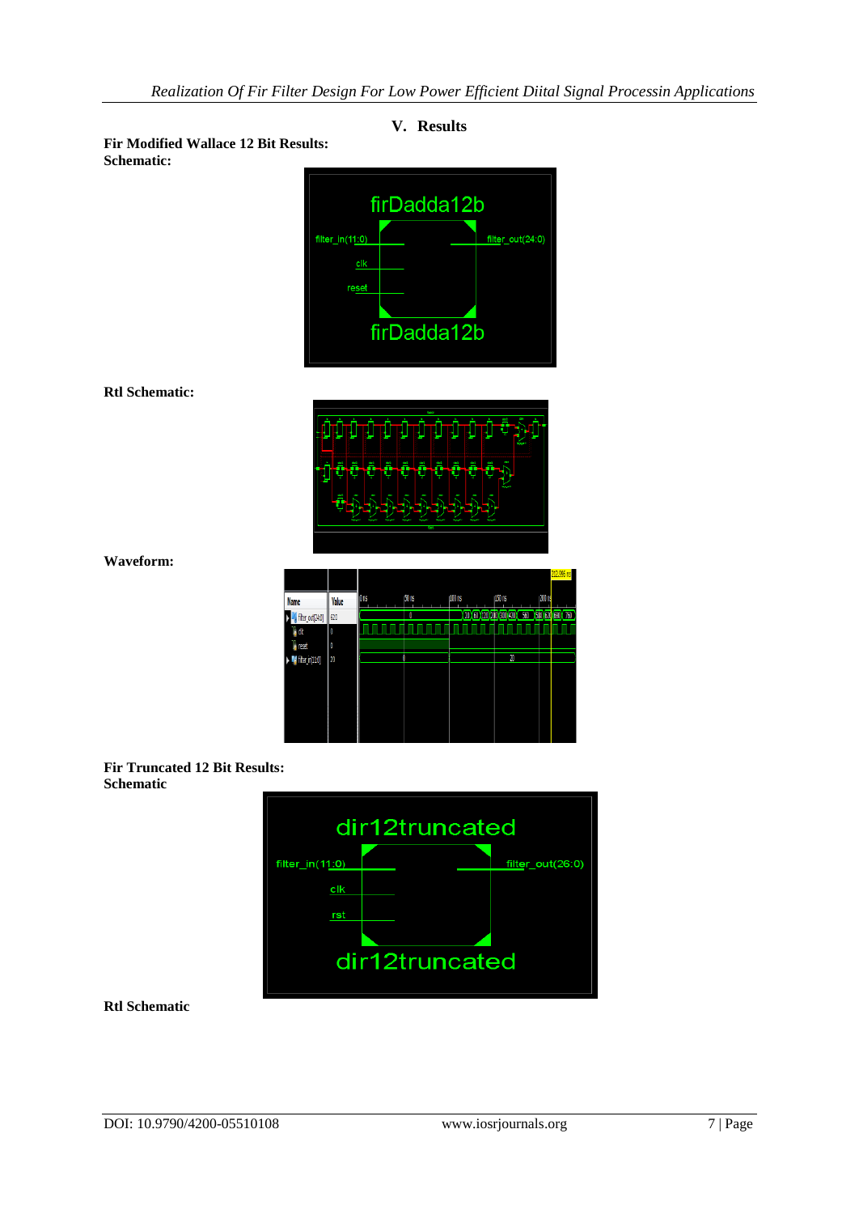## V. Results

**Fir Modified Wallace 12 Bit Results:**
**Schematic:**

**Rtl Schematic:**

**Waveform:**

**Fir Truncated 12 Bit Results:**
**Schematic**

**Rtl Schematic**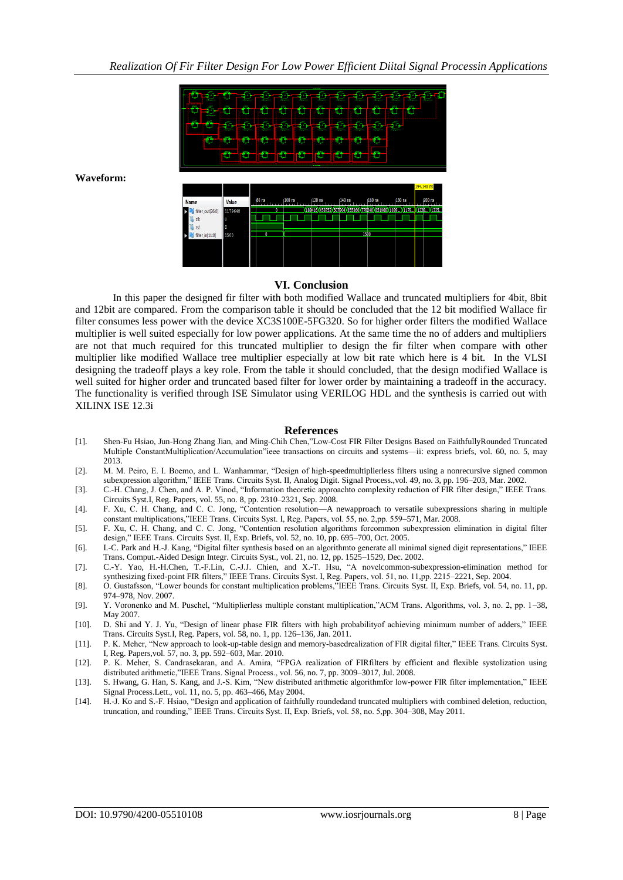**Waveform:**

# VI. Conclusion

In this paper the designed fir filter with both modified Wallace and truncated multipliers for 4bit, 8bit and 12bit are compared. From the comparison table it should be concluded that the 12 bit modified Wallace fir filter consumes less power with the device XC3S100E-5FG320. So for higher order filters the modified Wallace multiplier is well suited especially for low power applications. At the same time the no of adders and multipliers are not that much required for this truncated multiplier to design the fir filter when compare with other multiplier like modified Wallace tree multiplier especially at low bit rate which here is 4 bit. In the VLSI designing the tradeoff plays a key role. From the table it should concluded, that the design modified Wallace is well suited for higher order and truncated based filter for lower order by maintaining a tradeoff in the accuracy. The functionality is verified through ISE Simulator using VERILOG HDL and the synthesis is carried out with XILINX ISE 12.3i

# References

[1]. Shen-Fu Hsiao, Jun-Hong Zhang Jian, and Ming-Chih Chen,"Low-Cost FIR Filter Designs Based on FaithfullyRounded Truncated Multiple ConstantMultiplication/Accumulation"ieee transactions on circuits and systems—ii: express briefs, vol. 60, no. 5, may 2013.

[2]. M. M. Peiro, E. I. Boemo, and L. Wanhammar, "Design of high-speedmultiplierless filters using a nonrecursive signed common subexpression algorithm," IEEE Trans. Circuits Syst. II, Analog Digit. Signal Process.,vol. 49, no. 3, pp. 196–203, Mar. 2002.

[3]. C.-H. Chang, J. Chen, and A. P. Vinod, "Information theoretic approachto complexity reduction of FIR filter design," IEEE Trans. Circuits Syst.I, Reg. Papers, vol. 55, no. 8, pp. 2310–2321, Sep. 2008.

[4]. F. Xu, C. H. Chang, and C. C. Jong, "Contention resolution—A newapproach to versatile subexpressions sharing in multiple constant multiplications,"IEEE Trans. Circuits Syst. I, Reg. Papers, vol. 55, no. 2,pp. 559–571, Mar. 2008.

[5]. F. Xu, C. H. Chang, and C. C. Jong, "Contention resolution algorithms forcommon subexpression elimination in digital filter design," IEEE Trans. Circuits Syst. II, Exp. Briefs, vol. 52, no. 10, pp. 695–700, Oct. 2005.

[6]. I.-C. Park and H.-J. Kang, "Digital filter synthesis based on an algorithmto generate all minimal signed digit representations," IEEE Trans. Comput.-Aided Design Integr. Circuits Syst., vol. 21, no. 12, pp. 1525–1529, Dec. 2002.

[7]. C.-Y. Yao, H.-H.Chen, T.-F.Lin, C.-J.J. Chien, and X.-T. Hsu, "A novelcommon-subexpression-elimination method for synthesizing fixed-point FIR filters," IEEE Trans. Circuits Syst. I, Reg. Papers, vol. 51, no. 11,pp. 2215–2221, Sep. 2004.

[8]. O. Gustafsson, "Lower bounds for constant multiplication problems,"IEEE Trans. Circuits Syst. II, Exp. Briefs, vol. 54, no. 11, pp. 974–978, Nov. 2007.

[9]. Y. Voronenko and M. Puschel, "Multiplierless multiple constant multiplication,"ACM Trans. Algorithms, vol. 3, no. 2, pp. 1–38, May 2007.

[10]. D. Shi and Y. J. Yu, "Design of linear phase FIR filters with high probabilityof achieving minimum number of adders," IEEE Trans. Circuits Syst.I, Reg. Papers, vol. 58, no. 1, pp. 126–136, Jan. 2011.

[11]. P. K. Meher, "New approach to look-up-table design and memory-basedrealization of FIR digital filter," IEEE Trans. Circuits Syst. I, Reg. Papers,vol. 57, no. 3, pp. 592–603, Mar. 2010.

[12]. P. K. Meher, S. Candrasekaran, and A. Amira, "FPGA realization of FIRfilters by efficient and flexible systolization using distributed arithmetic,"IEEE Trans. Signal Process., vol. 56, no. 7, pp. 3009–3017, Jul. 2008.

[13]. S. Hwang, G. Han, S. Kang, and J.-S. Kim, "New distributed arithmetic algorithmfor low-power FIR filter implementation," IEEE Signal Process.Lett., vol. 11, no. 5, pp. 463–466, May 2004.

[14]. H.-J. Ko and S.-F. Hsiao, "Design and application of faithfully roundedand truncated multipliers with combined deletion, reduction, truncation, and rounding," IEEE Trans. Circuits Syst. II, Exp. Briefs, vol. 58, no. 5,pp. 304–308, May 2011.